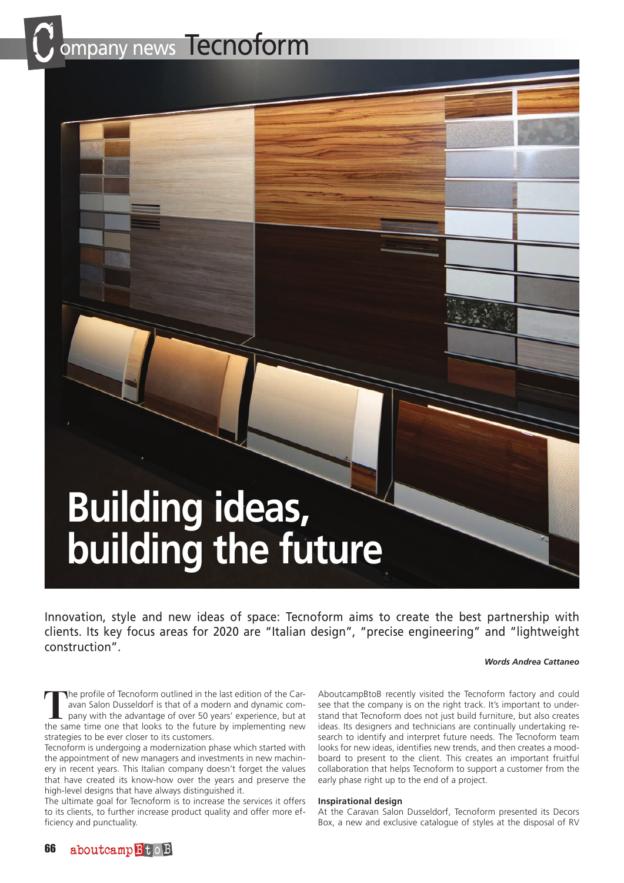# Company news Tecnoform

# Building ideas, building the future

Innovation, style and new ideas of space: Tecnoform aims to create the best partnership with clients. Its key focus areas for 2020 are "Italian design", "precise engineering" and "lightweight construction".

***Words Andrea Cattaneo***

The profile of Tecnoform outlined in the last edition of the Caravan Salon Dusseldorf is that of a modern and dynamic company with the advantage of over 50 years' experience, but at the same time one that looks to the future by implementing new strategies to be ever closer to its customers.

Tecnoform is undergoing a modernization phase which started with the appointment of new managers and investments in new machinery in recent years. This Italian company doesn't forget the values that have created its know-how over the years and preserve the high-level designs that have always distinguished it.

The ultimate goal for Tecnoform is to increase the services it offers to its clients, to further increase product quality and offer more efficiency and punctuality.

AboutcampBtoB recently visited the Tecnoform factory and could see that the company is on the right track. It's important to understand that Tecnoform does not just build furniture, but also creates ideas. Its designers and technicians are continually undertaking research to identify and interpret future needs. The Tecnoform team looks for new ideas, identifies new trends, and then creates a moodboard to present to the client. This creates an important fruitful collaboration that helps Tecnoform to support a customer from the early phase right up to the end of a project.

### Inspirational design

At the Caravan Salon Dusseldorf, Tecnoform presented its Decors Box, a new and exclusive catalogue of styles at the disposal of RV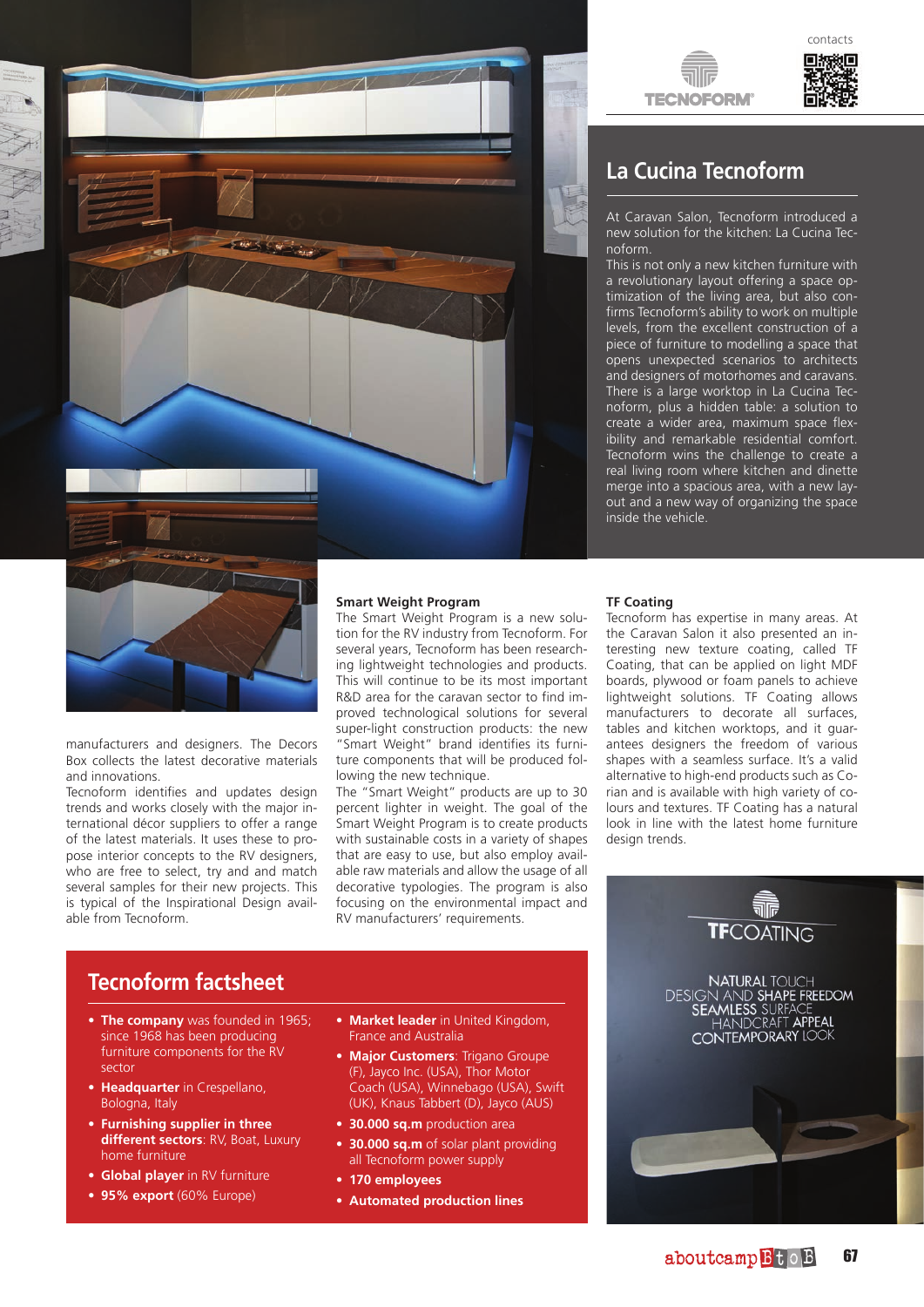contacts

TECNOFORM®

## La Cucina Tecnoform

At Caravan Salon, Tecnoform introduced a new solution for the kitchen: La Cucina Tecnoform.
This is not only a new kitchen furniture with a revolutionary layout offering a space optimization of the living area, but also confirms Tecnoform's ability to work on multiple levels, from the excellent construction of a piece of furniture to modelling a space that opens unexpected scenarios to architects and designers of motorhomes and caravans. There is a large worktop in La Cucina Tecnoform, plus a hidden table: a solution to create a wider area, maximum space flexibility and remarkable residential comfort. Tecnoform wins the challenge to create a real living room where kitchen and dinette merge into a spacious area, with a new layout and a new way of organizing the space inside the vehicle.

manufacturers and designers. The Decors Box collects the latest decorative materials and innovations.
Tecnoform identifies and updates design trends and works closely with the major international décor suppliers to offer a range of the latest materials. It uses these to propose interior concepts to the RV designers, who are free to select, try and match several samples for their new projects. This is typical of the Inspirational Design available from Tecnoform.

### Smart Weight Program

The Smart Weight Program is a new solution for the RV industry from Tecnoform. For several years, Tecnoform has been researching lightweight technologies and products. This will continue to be its most important R&D area for the caravan sector to find improved technological solutions for several super-light construction products: the new "Smart Weight" brand identifies its furniture components that will be produced following the new technique.
The "Smart Weight" products are up to 30 percent lighter in weight. The goal of the Smart Weight Program is to create products with sustainable costs in a variety of shapes that are easy to use, but also employ available raw materials and allow the usage of all decorative typologies. The program is also focusing on the environmental impact and RV manufacturers' requirements.

### TF Coating

Tecnoform has expertise in many areas. At the Caravan Salon it also presented an interesting new texture coating, called TF Coating, that can be applied on light MDF boards, plywood or foam panels to achieve lightweight solutions. TF Coating allows manufacturers to decorate all surfaces, tables and kitchen worktops, and it guarantees designers the freedom of various shapes with a seamless surface. It's a valid alternative to high-end products such as Corian and is available with high variety of colours and textures. TF Coating has a natural look in line with the latest home furniture design trends.

TFCOATING

NATURAL TOUCH
DESIGN AND SHAPE FREEDOM
SEAMLESS SURFACE
HANDCRAFT APPEAL
CONTEMPORARY LOOK

## Tecnoform factsheet

- **The company** was founded in 1965; since 1968 has been producing furniture components for the RV sector
- **Headquarter** in Crespellano, Bologna, Italy
- **Furnishing supplier in three different sectors**: RV, Boat, Luxury home furniture
- **Global player** in RV furniture
- **95% export** (60% Europe)
- **Market leader** in United Kingdom, France and Australia
- **Major Customers**: Trigano Groupe (F), Jayco Inc. (USA), Thor Motor Coach (USA), Winnebago (USA), Swift (UK), Knaus Tabbert (D), Jayco (AUS)
- **30.000 sq.m** production area
- **30.000 sq.m** of solar plant providing all Tecnoform power supply
- **170 employees**
- **Automated production lines**